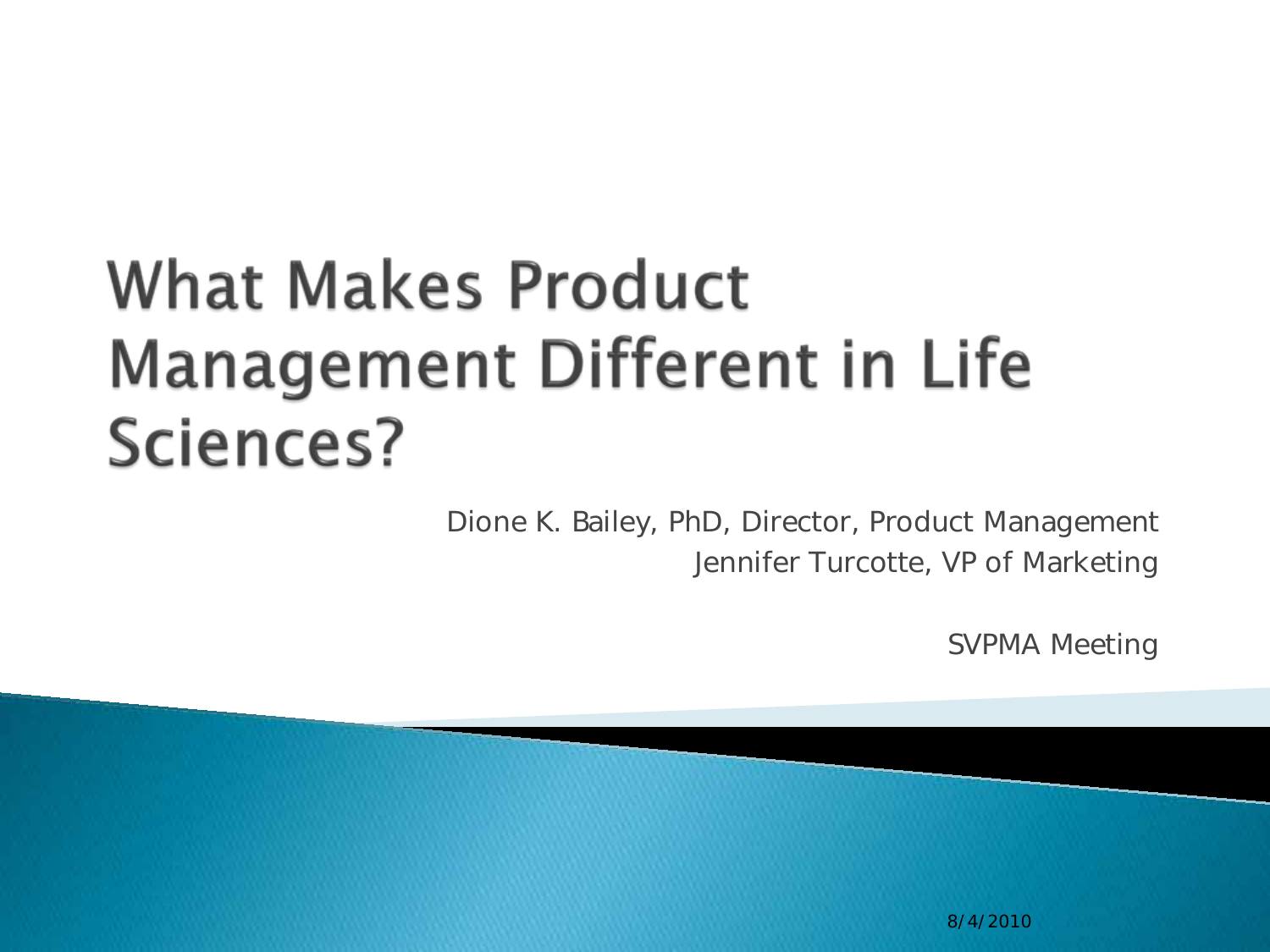# What Makes Product Management Different in Life Sciences?

Dione K. Bailey, PhD, Director, Product Management

Jennifer Turcotte, VP of Marketing

SVPMA Meeting

8/4/2010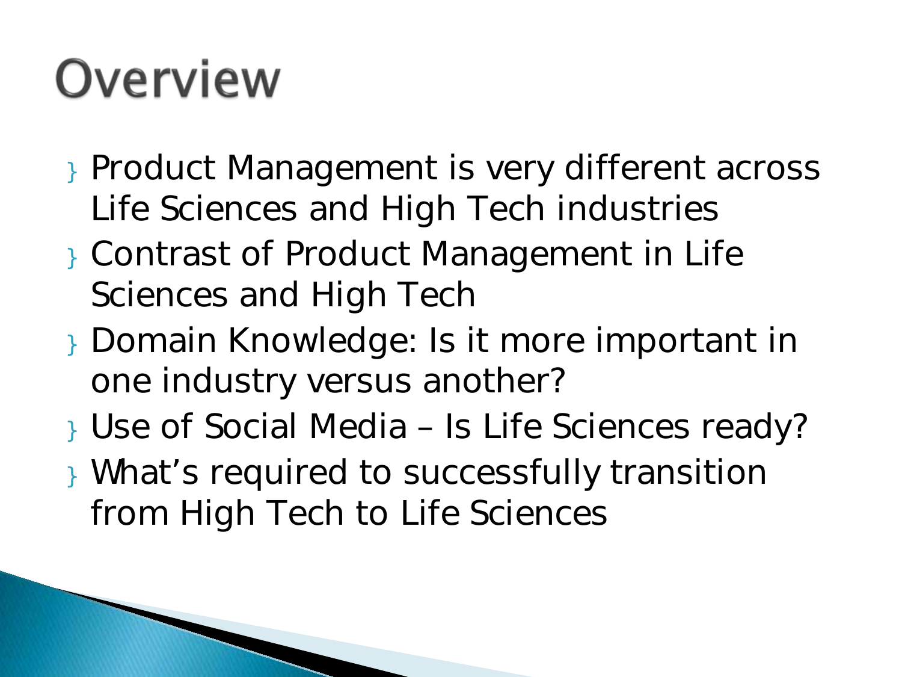# Overview

- Product Management is very different across Life Sciences and High Tech industries
- Contrast of Product Management in Life Sciences and High Tech
- Domain Knowledge: Is it more important in one industry versus another?
- Use of Social Media – Is Life Sciences ready?
- What's required to successfully transition from High Tech to Life Sciences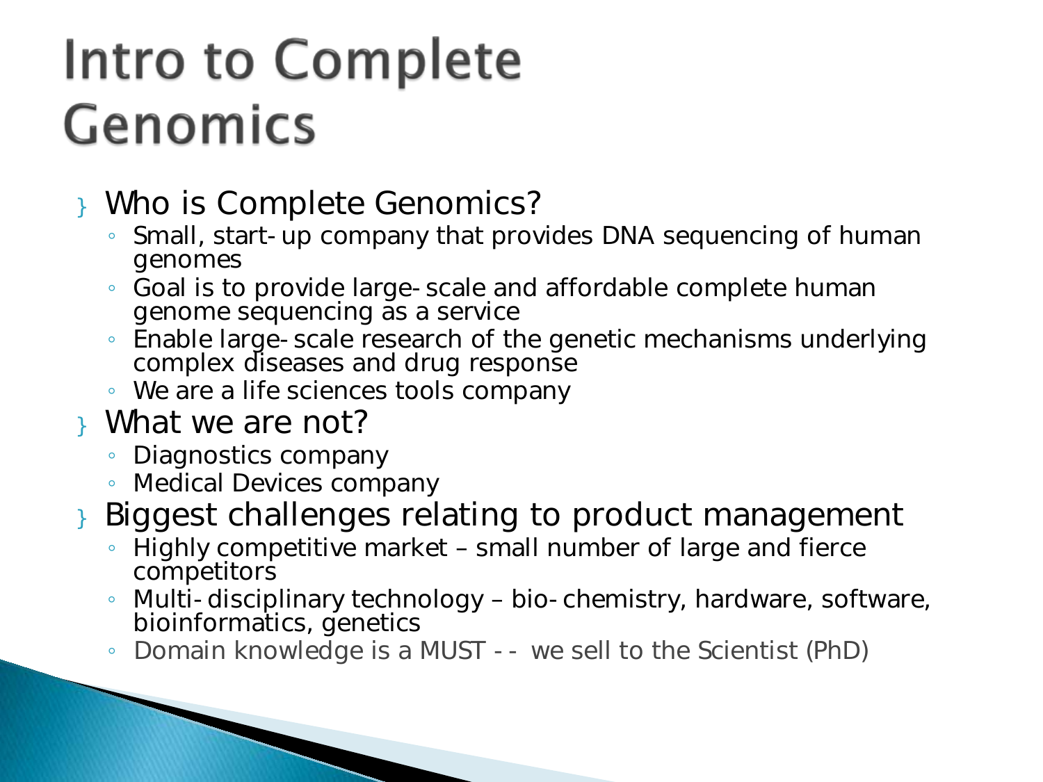# Intro to Complete Genomics

- Who is Complete Genomics?
  - Small, start-up company that provides DNA sequencing of human genomes
  - Goal is to provide large-scale and affordable complete human genome sequencing as a service
  - Enable large-scale research of the genetic mechanisms underlying complex diseases and drug response
  - We are a life sciences tools company
- What we are not?
  - Diagnostics company
  - Medical Devices company
- Biggest challenges relating to product management
  - Highly competitive market – small number of large and fierce competitors
  - Multi-disciplinary technology – bio-chemistry, hardware, software, bioinformatics, genetics
  - Domain knowledge is a MUST -- we sell to the Scientist (PhD)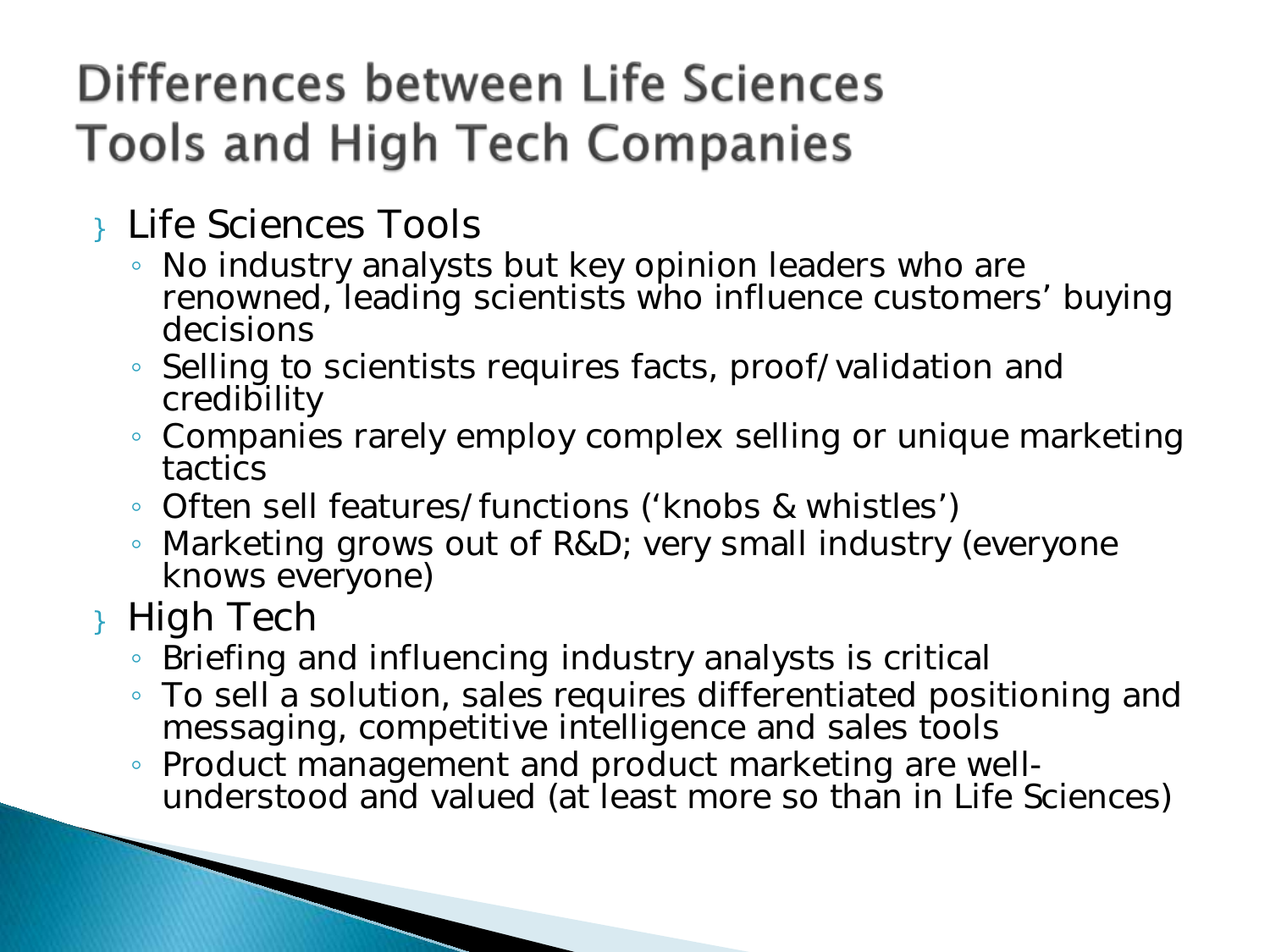# Differences between Life Sciences Tools and High Tech Companies

- Life Sciences Tools
  - No industry analysts but key opinion leaders who are renowned, leading scientists who influence customers' buying decisions
  - Selling to scientists requires facts, proof/validation and credibility
  - Companies rarely employ complex selling or unique marketing tactics
  - Often sell features/functions ('knobs & whistles')
  - Marketing grows out of R&D; very small industry (everyone knows everyone)
- High Tech
  - Briefing and influencing industry analysts is critical
  - To sell a solution, sales requires differentiated positioning and messaging, competitive intelligence and sales tools
  - Product management and product marketing are well-understood and valued (at least more so than in Life Sciences)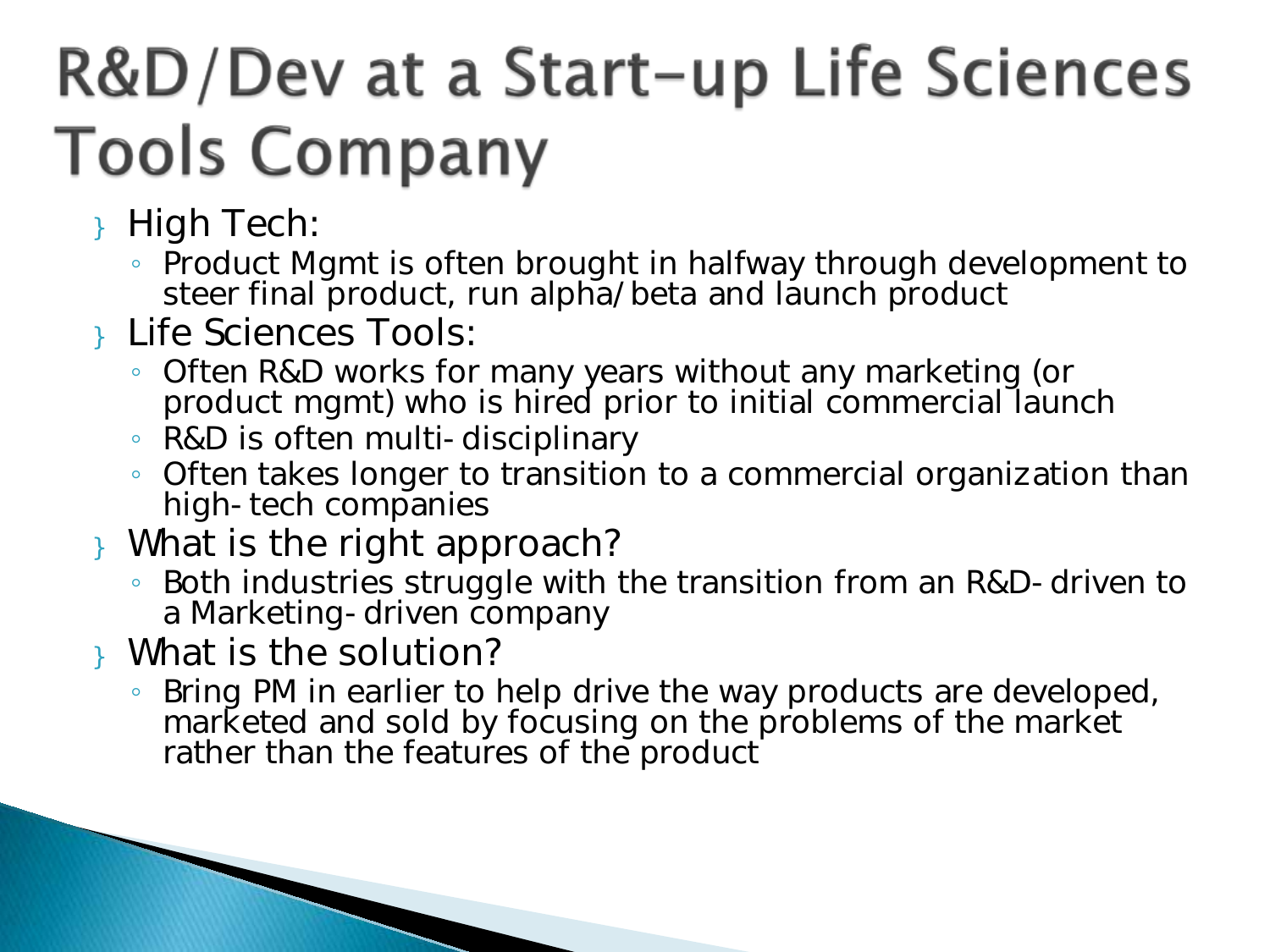# R&D/Dev at a Start-up Life Sciences Tools Company

- High Tech:
  - Product Mgmt is often brought in halfway through development to steer final product, run alpha/beta and launch product
- Life Sciences Tools:
  - Often R&D works for many years without any marketing (or product mgmt) who is hired prior to initial commercial launch
  - R&D is often multi-disciplinary
  - Often takes longer to transition to a commercial organization than high-tech companies
- What is the right approach?
  - Both industries struggle with the transition from an R&D-driven to a Marketing-driven company
- What is the solution?
  - Bring PM in earlier to help drive the way products are developed, marketed and sold by focusing on the problems of the market rather than the features of the product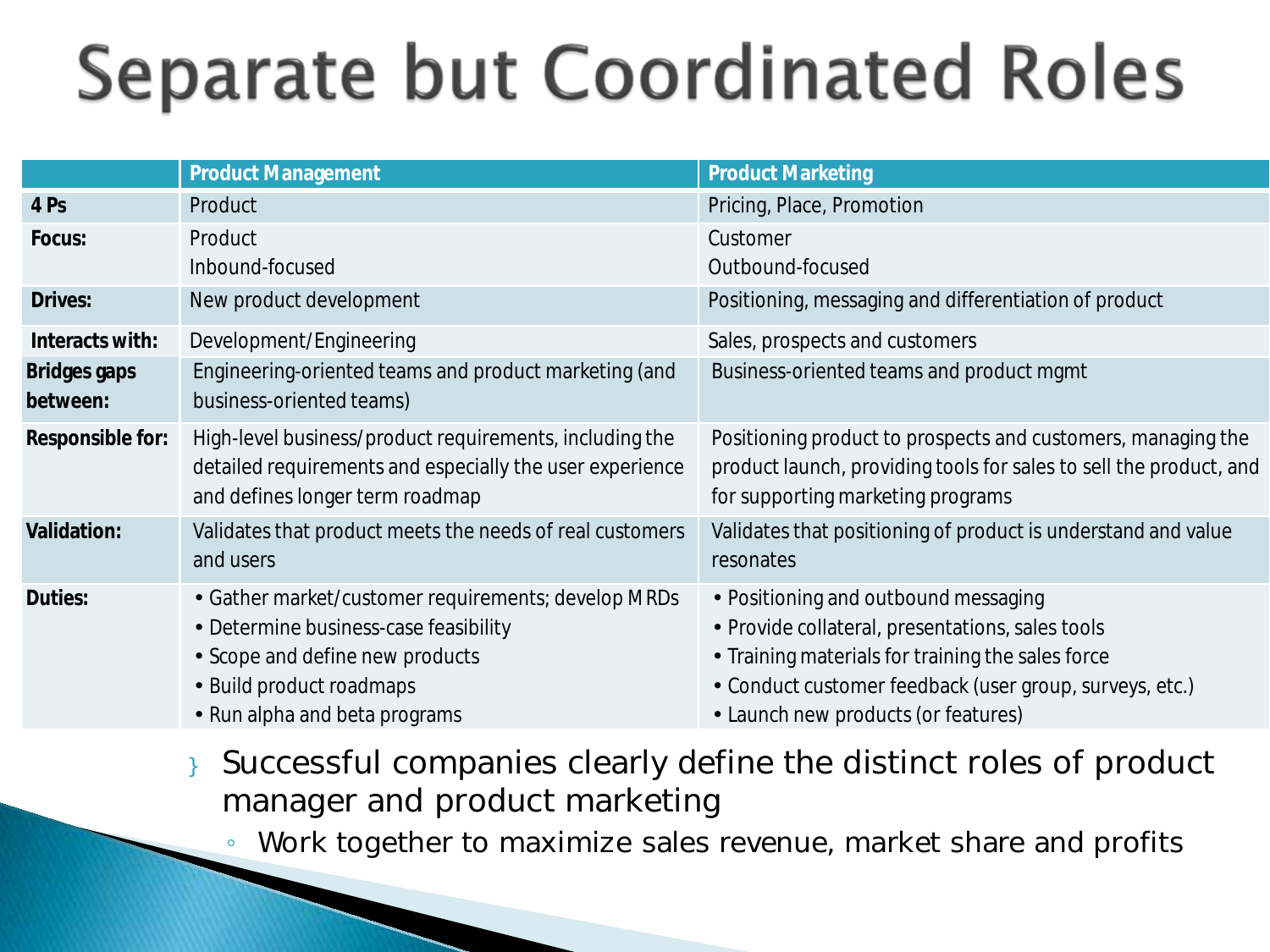# Separate but Coordinated Roles

| | Product Management | Product Marketing |
|---|---|---|
| **4 Ps** | Product | Pricing, Place, Promotion |
| **Focus:** | Product<br>Inbound-focused | Customer<br>Outbound-focused |
| **Drives:** | New product development | Positioning, messaging and differentiation of product |
| **Interacts with:** | Development/Engineering | Sales, prospects and customers |
| **Bridges gaps between:** | Engineering-oriented teams and product marketing (and business-oriented teams) | Business-oriented teams and product mgmt |
| **Responsible for:** | High-level business/product requirements, including the detailed requirements and especially the user experience and defines longer term roadmap | Positioning product to prospects and customers, managing the product launch, providing tools for sales to sell the product, and for supporting marketing programs |
| **Validation:** | Validates that product meets the needs of real customers and users | Validates that positioning of product is understand and value resonates |
| **Duties:** | • Gather market/customer requirements; develop MRDs<br>• Determine business-case feasibility<br>• Scope and define new products<br>• Build product roadmaps<br>• Run alpha and beta programs | • Positioning and outbound messaging<br>• Provide collateral, presentations, sales tools<br>• Training materials for training the sales force<br>• Conduct customer feedback (user group, surveys, etc.)<br>• Launch new products (or features) |

- Successful companies clearly define the distinct roles of product manager and product marketing
  - Work together to maximize sales revenue, market share and profits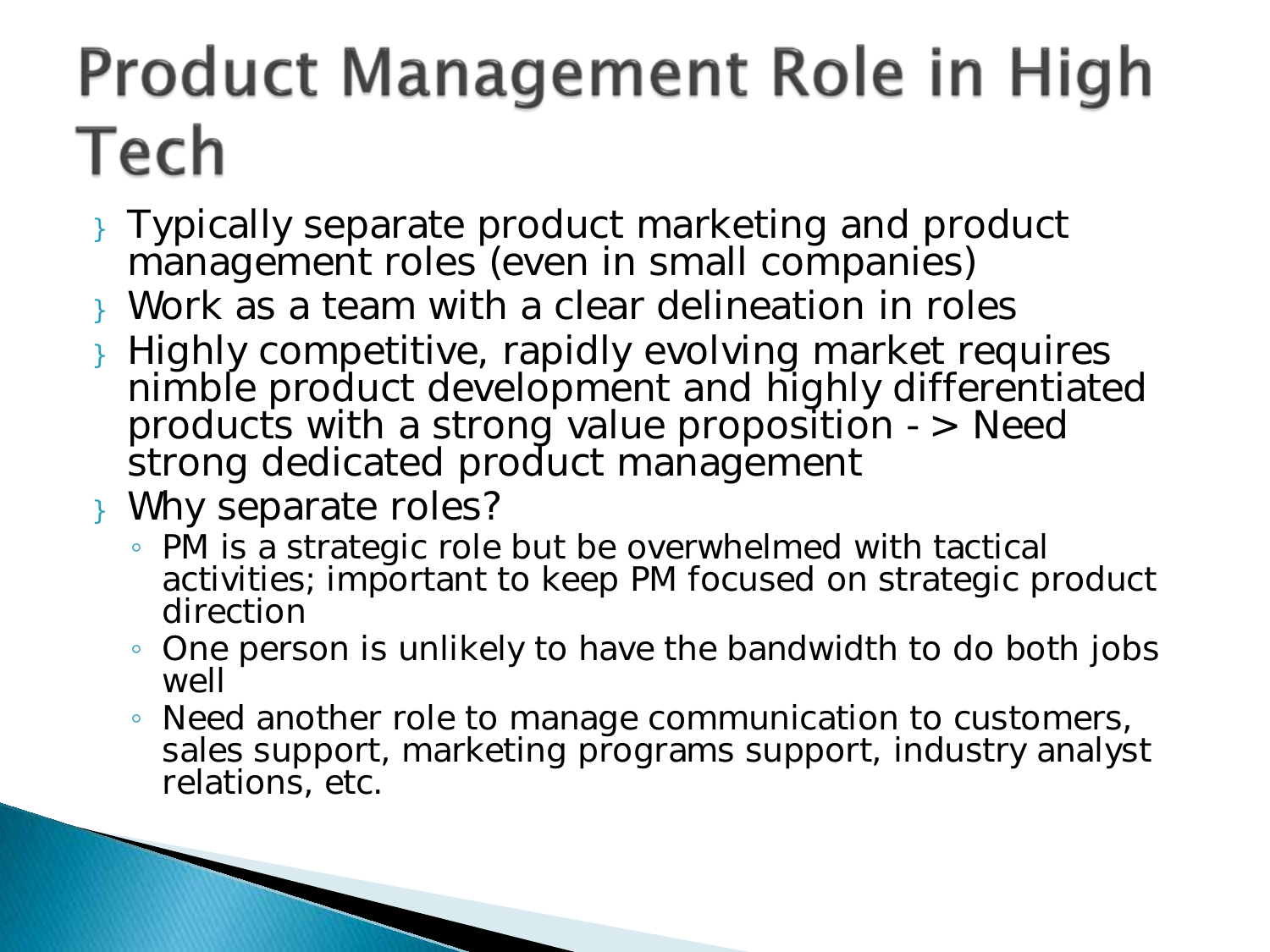# Product Management Role in High Tech

- Typically separate product marketing and product management roles (even in small companies)
- Work as a team with a clear delineation in roles
- Highly competitive, rapidly evolving market requires nimble product development and highly differentiated products with a strong value proposition - > Need strong dedicated product management
- Why separate roles?
  - PM is a strategic role but be overwhelmed with tactical activities; important to keep PM focused on strategic product direction
  - One person is unlikely to have the bandwidth to do both jobs well
  - Need another role to manage communication to customers, sales support, marketing programs support, industry analyst relations, etc.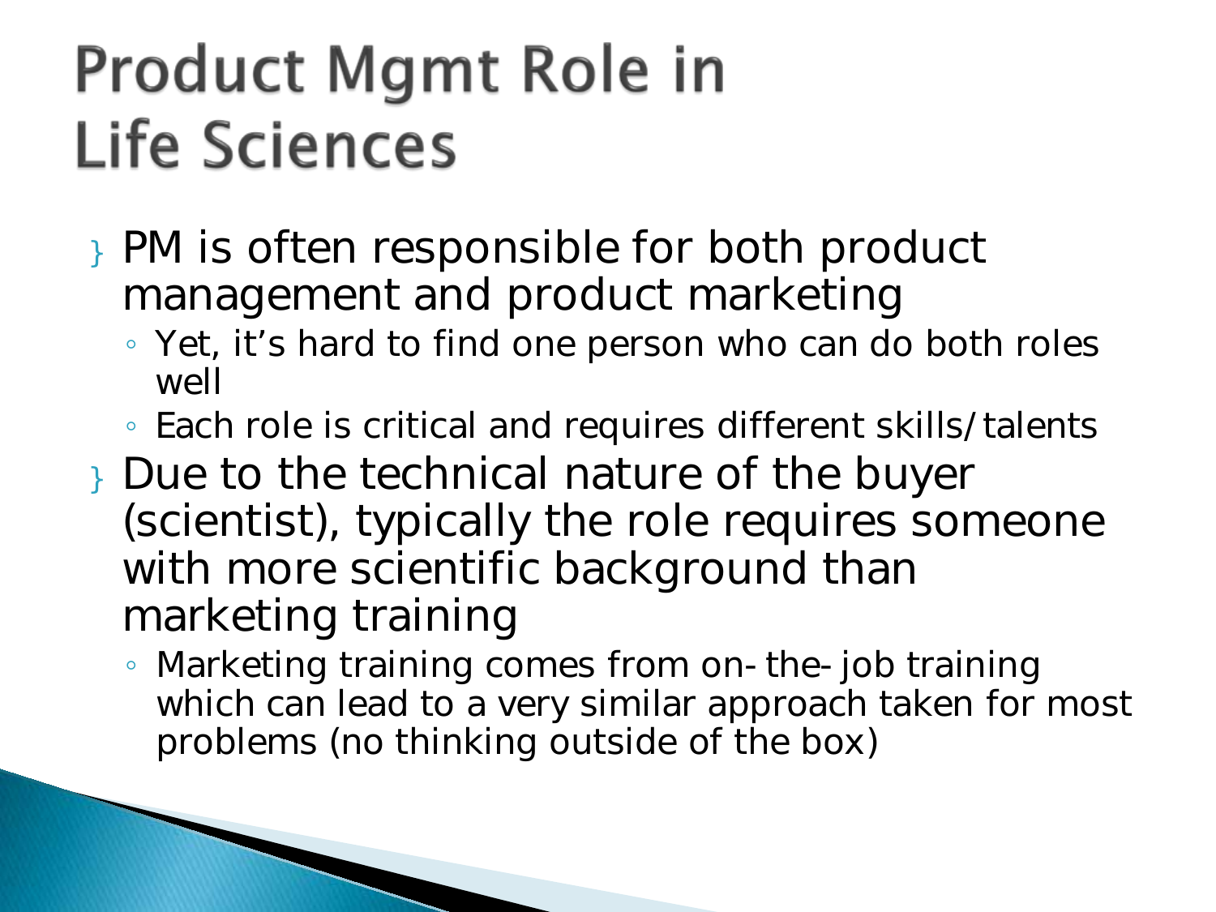# Product Mgmt Role in Life Sciences

- PM is often responsible for both product management and product marketing
  - Yet, it's hard to find one person who can do both roles well
  - Each role is critical and requires different skills/talents
- Due to the technical nature of the buyer (scientist), typically the role requires someone with more scientific background than marketing training
  - Marketing training comes from on-the-job training which can lead to a very similar approach taken for most problems (no thinking outside of the box)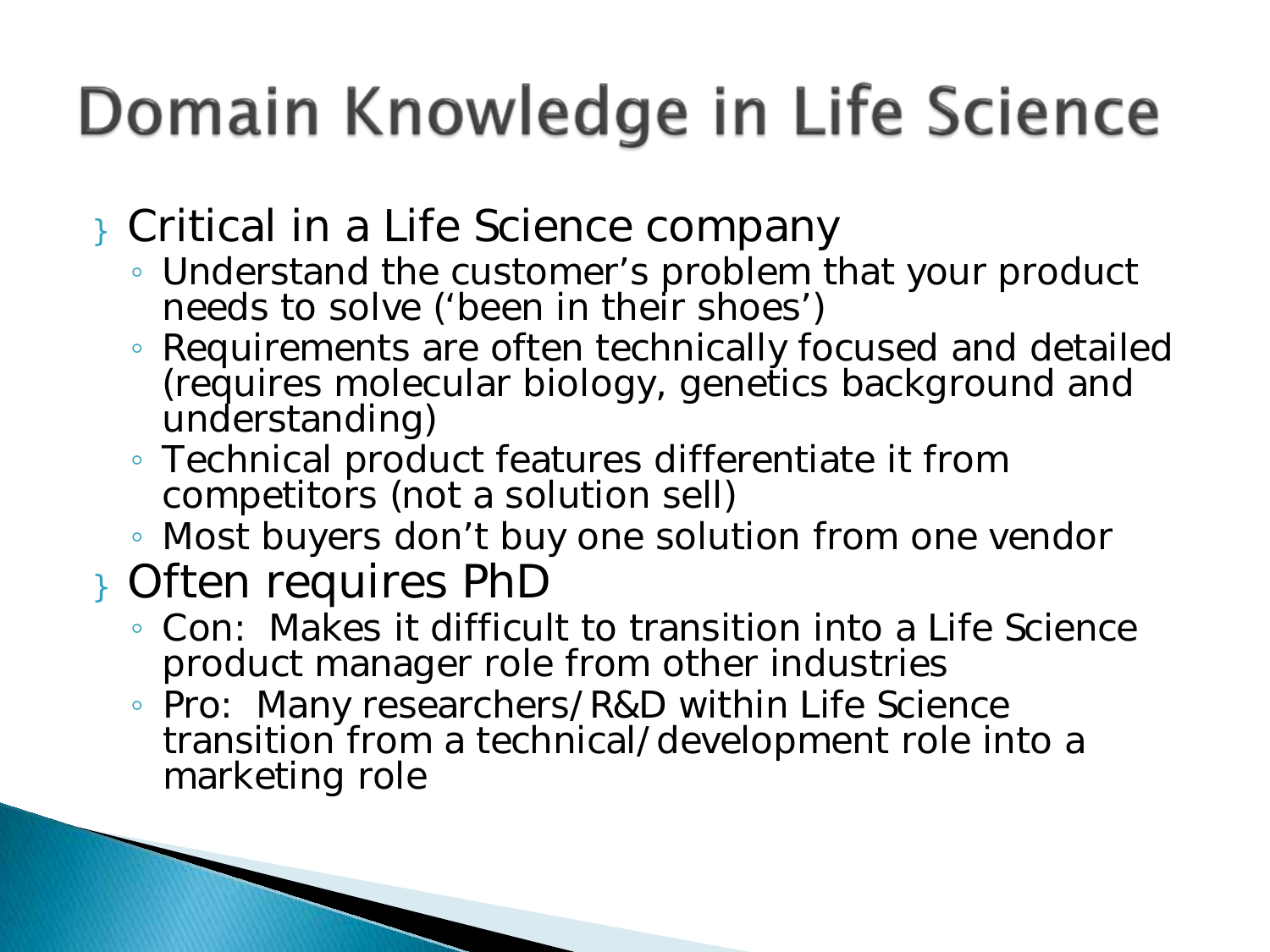# Domain Knowledge in Life Science

- Critical in a Life Science company
  - Understand the customer's problem that your product needs to solve ('been in their shoes')
  - Requirements are often technically focused and detailed (requires molecular biology, genetics background and understanding)
  - Technical product features differentiate it from competitors (not a solution sell)
  - Most buyers don't buy one solution from one vendor
- Often requires PhD
  - Con: Makes it difficult to transition into a Life Science product manager role from other industries
  - Pro: Many researchers/R&D within Life Science transition from a technical/development role into a marketing role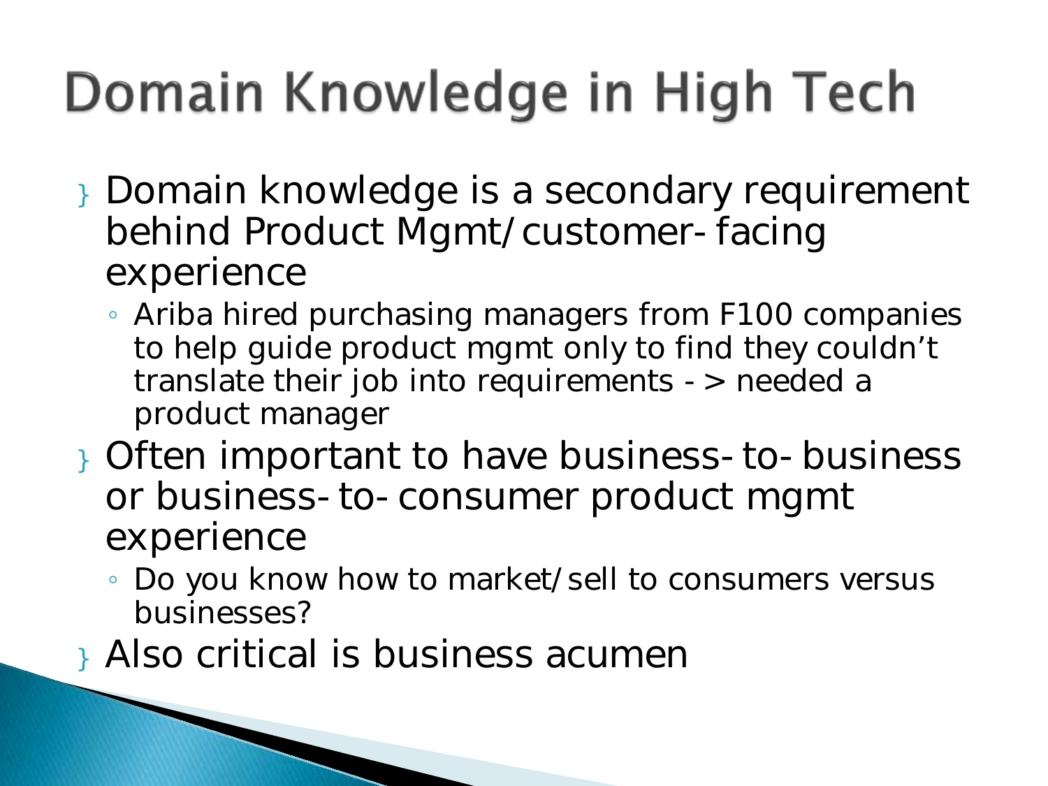# Domain Knowledge in High Tech

- Domain knowledge is a secondary requirement behind Product Mgmt/customer-facing experience
  - Ariba hired purchasing managers from F100 companies to help guide product mgmt only to find they couldn't translate their job into requirements -> needed a product manager
- Often important to have business-to-business or business-to-consumer product mgmt experience
  - Do you know how to market/sell to consumers versus businesses?
- Also critical is business acumen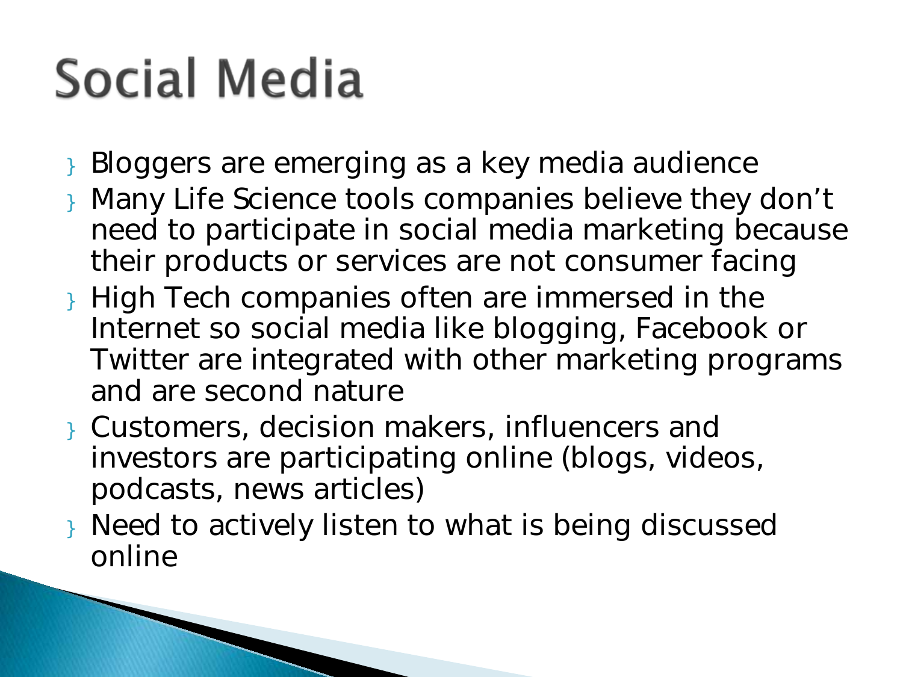# Social Media

- Bloggers are emerging as a key media audience
- Many Life Science tools companies believe they don't need to participate in social media marketing because their products or services are not consumer facing
- High Tech companies often are immersed in the Internet so social media like blogging, Facebook or Twitter are integrated with other marketing programs and are second nature
- Customers, decision makers, influencers and investors are participating online (blogs, videos, podcasts, news articles)
- Need to actively listen to what is being discussed online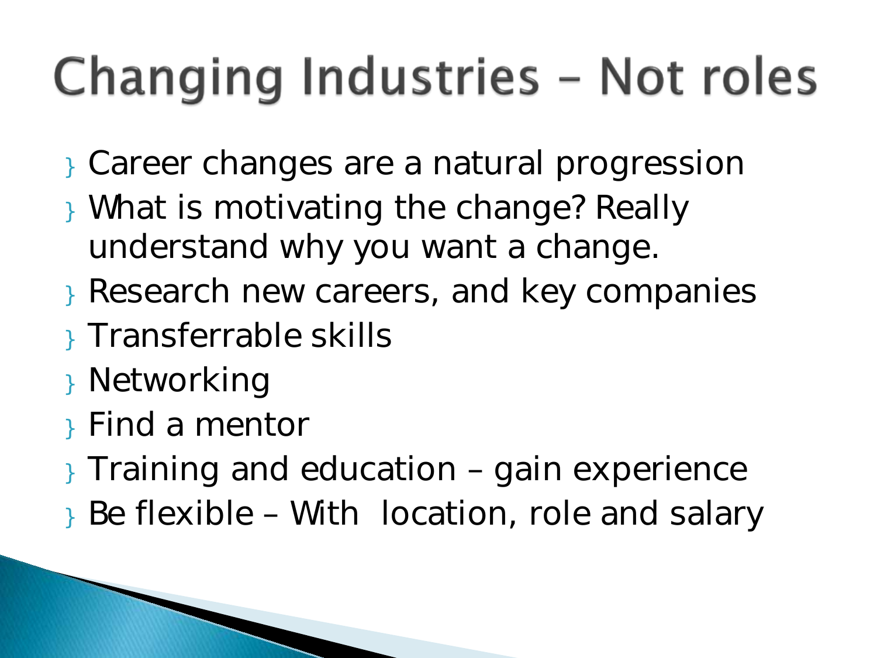# Changing Industries – Not roles

- Career changes are a natural progression
- What is motivating the change? Really understand why you want a change.
- Research new careers, and key companies
- Transferrable skills
- Networking
- Find a mentor
- Training and education – gain experience
- Be flexible – With location, role and salary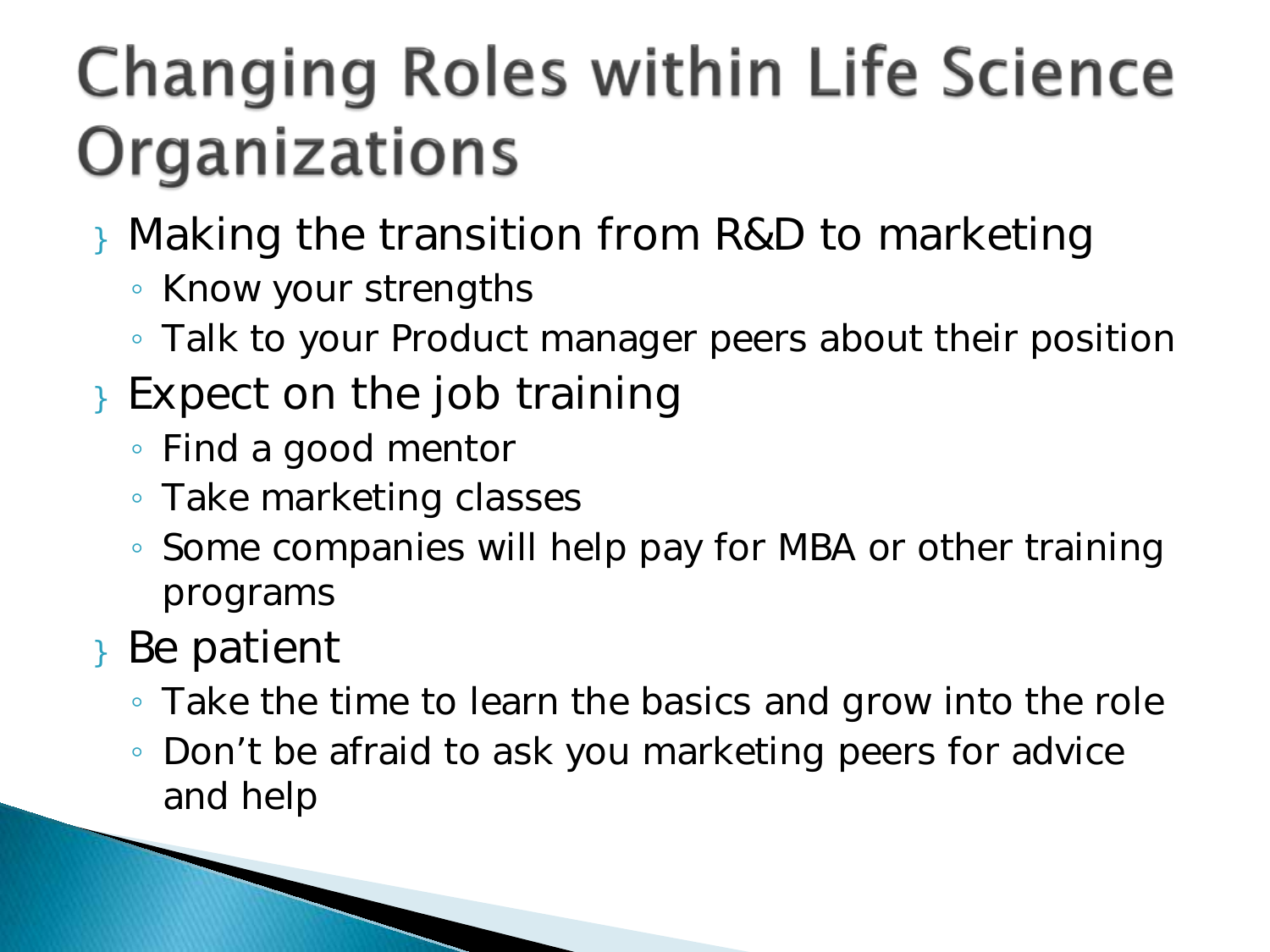# Changing Roles within Life Science Organizations

- Making the transition from R&D to marketing
  - Know your strengths
  - Talk to your Product manager peers about their position
- Expect on the job training
  - Find a good mentor
  - Take marketing classes
  - Some companies will help pay for MBA or other training programs
- Be patient
  - Take the time to learn the basics and grow into the role
  - Don’t be afraid to ask you marketing peers for advice and help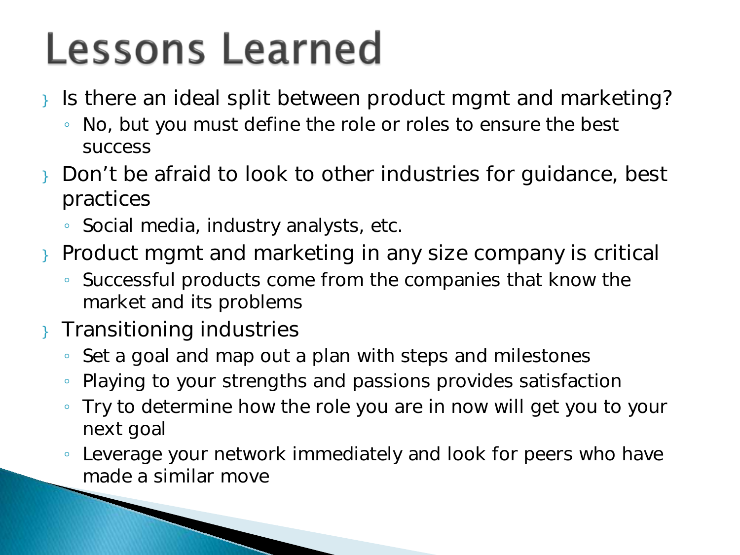# Lessons Learned

- Is there an ideal split between product mgmt and marketing?
  - No, but you must define the role or roles to ensure the best success
- Don't be afraid to look to other industries for guidance, best practices
  - Social media, industry analysts, etc.
- Product mgmt and marketing in any size company is critical
  - Successful products come from the companies that know the market and its problems
- Transitioning industries
  - Set a goal and map out a plan with steps and milestones
  - Playing to your strengths and passions provides satisfaction
  - Try to determine how the role you are in now will get you to your next goal
  - Leverage your network immediately and look for peers who have made a similar move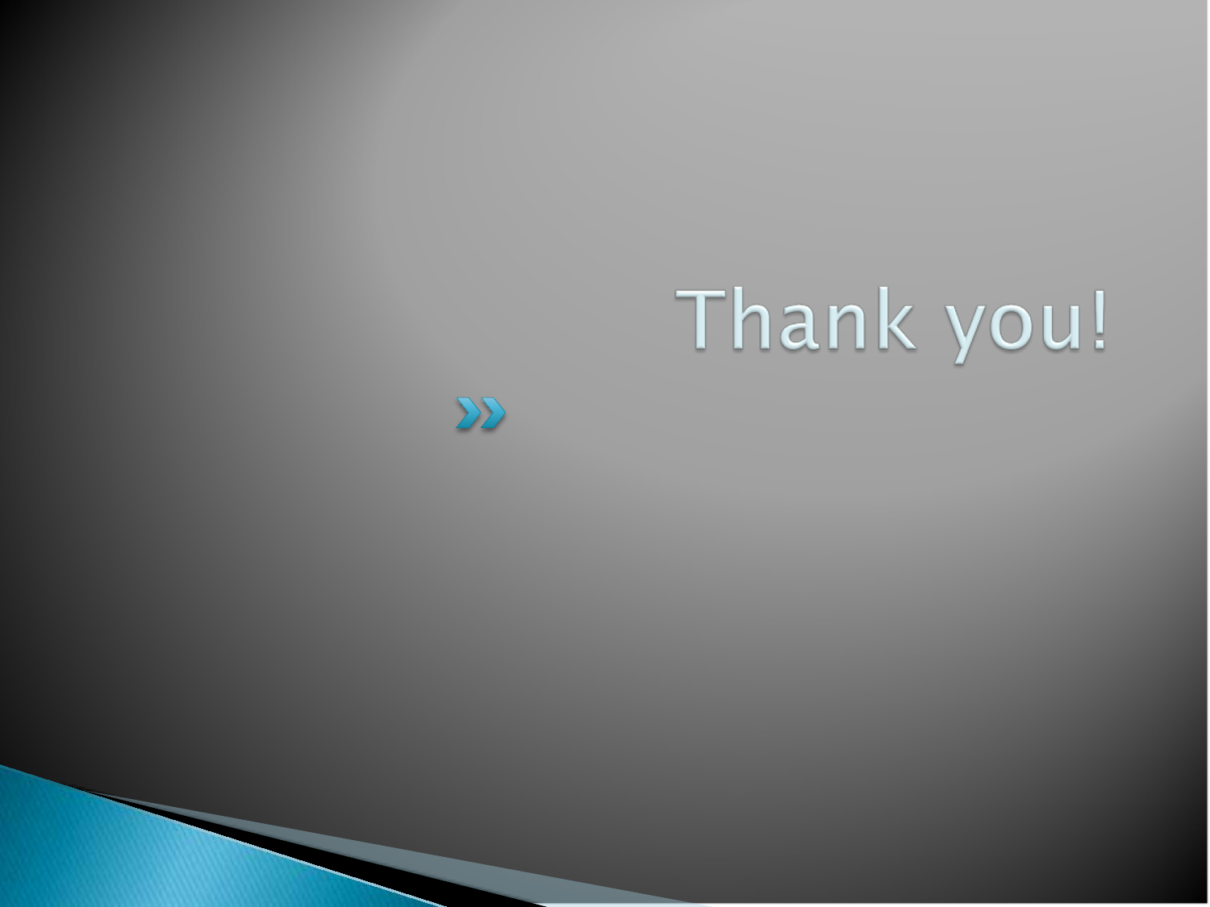# Thank you!